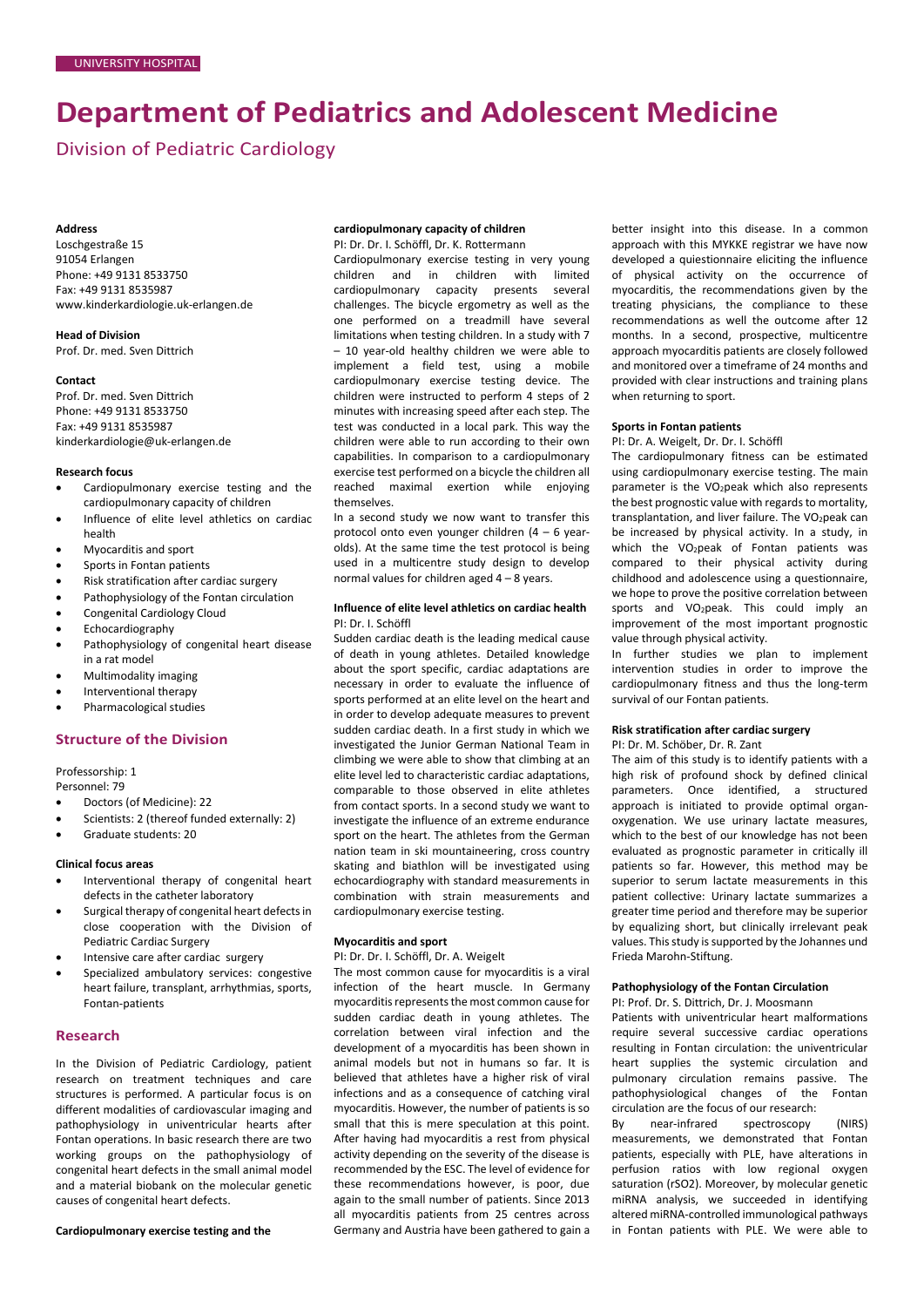UNIVERSITY HOSPITAL

# Department of Pediatrics and Adolescent Medicine

## Division of Pediatric Cardiology

**Address**
Loschgestraße 15
91054 Erlangen
Phone: +49 9131 8533750
Fax: +49 9131 8535987
www.kinderkardiologie.uk-erlangen.de

**Head of Division**
Prof. Dr. med. Sven Dittrich

**Contact**
Prof. Dr. med. Sven Dittrich
Phone: +49 9131 8533750
Fax: +49 9131 8535987
kinderkardiologie@uk-erlangen.de

**Research focus**

- Cardiopulmonary exercise testing and the cardiopulmonary capacity of children
- Influence of elite level athletics on cardiac health
- Myocarditis and sport
- Sports in Fontan patients
- Risk stratification after cardiac surgery
- Pathophysiology of the Fontan circulation
- Congenital Cardiology Cloud
- Echocardiography
- Pathophysiology of congenital heart disease in a rat model
- Multimodality imaging
- Interventional therapy
- Pharmacological studies

### Structure of the Division

Professorship: 1
Personnel: 79

- Doctors (of Medicine): 22
- Scientists: 2 (thereof funded externally: 2)
- Graduate students: 20

**Clinical focus areas**

- Interventional therapy of congenital heart defects in the catheter laboratory
- Surgical therapy of congenital heart defects in close cooperation with the Division of Pediatric Cardiac Surgery
- Intensive care after cardiac surgery
- Specialized ambulatory services: congestive heart failure, transplant, arrhythmias, sports, Fontan-patients

### Research

In the Division of Pediatric Cardiology, patient research on treatment techniques and care structures is performed. A particular focus is on different modalities of cardiovascular imaging and pathophysiology in univentricular hearts after Fontan operations. In basic research there are two working groups on the pathophysiology of congenital heart defects in the small animal model and a material biobank on the molecular genetic causes of congenital heart defects.

**Cardiopulmonary exercise testing and the cardiopulmonary capacity of children**

PI: Dr. Dr. I. Schöffl, Dr. K. Rottermann

Cardiopulmonary exercise testing in very young children and in children with limited cardiopulmonary capacity presents several challenges. The bicycle ergometry as well as the one performed on a treadmill have several limitations when testing children. In a study with 7 – 10 year-old healthy children we were able to implement a field test, using a mobile cardiopulmonary exercise testing device. The children were instructed to perform 4 steps of 2 minutes with increasing speed after each step. The test was conducted in a local park. This way the children were able to run according to their own capabilities. In comparison to a cardiopulmonary exercise test performed on a bicycle the children all reached maximal exertion while enjoying themselves.

In a second study we now want to transfer this protocol onto even younger children (4 – 6 year-olds). At the same time the test protocol is being used in a multicentre study design to develop normal values for children aged 4 – 8 years.

**Influence of elite level athletics on cardiac health**

PI: Dr. I. Schöffl

Sudden cardiac death is the leading medical cause of death in young athletes. Detailed knowledge about the sport specific, cardiac adaptations are necessary in order to evaluate the influence of sports performed at an elite level on the heart and in order to develop adequate measures to prevent sudden cardiac death. In a first study in which we investigated the Junior German National Team in climbing we were able to show that climbing at an elite level led to characteristic cardiac adaptations, comparable to those observed in elite athletes from contact sports. In a second study we want to investigate the influence of an extreme endurance sport on the heart. The athletes from the German nation team in ski mountaineering, cross country skating and biathlon will be investigated using echocardiography with standard measurements in combination with strain measurements and cardiopulmonary exercise testing.

**Myocarditis and sport**

PI: Dr. Dr. I. Schöffl, Dr. A. Weigelt

The most common cause for myocarditis is a viral infection of the heart muscle. In Germany myocarditis represents the most common cause for sudden cardiac death in young athletes. The correlation between viral infection and the development of a myocarditis has been shown in animal models but not in humans so far. It is believed that athletes have a higher risk of viral infections and as a consequence of catching viral myocarditis. However, the number of patients is so small that this is mere speculation at this point. After having had myocarditis a rest from physical activity depending on the severity of the disease is recommended by the ESC. The level of evidence for these recommendations however, is poor, due again to the small number of patients. Since 2013 all myocarditis patients from 25 centres across Germany and Austria have been gathered to gain a better insight into this disease. In a common approach with this MYKKE registrar we have now developed a quiestionnaire eliciting the influence of physical activity on the occurrence of myocarditis, the recommendations given by the treating physicians, the compliance to these recommendations as well the outcome after 12 months. In a second, prospective, multicentre approach myocarditis patients are closely followed and monitored over a timeframe of 24 months and provided with clear instructions and training plans when returning to sport.

**Sports in Fontan patients**

PI: Dr. A. Weigelt, Dr. Dr. I. Schöffl

The cardiopulmonary fitness can be estimated using cardiopulmonary exercise testing. The main parameter is the $VO_2$peak which also represents the best prognostic value with regards to mortality, transplantation, and liver failure. The $VO_2$peak can be increased by physical activity. In a study, in which the $VO_2$peak of Fontan patients was compared to their physical activity during childhood and adolescence using a questionnaire, we hope to prove the positive correlation between sports and $VO_2$peak. This could imply an improvement of the most important prognostic value through physical activity.

In further studies we plan to implement intervention studies in order to improve the cardiopulmonary fitness and thus the long-term survival of our Fontan patients.

**Risk stratification after cardiac surgery**

PI: Dr. M. Schöber, Dr. R. Zant

The aim of this study is to identify patients with a high risk of profound shock by defined clinical parameters. Once identified, a structured approach is initiated to provide optimal organ-oxygenation. We use urinary lactate measures, which to the best of our knowledge has not been evaluated as prognostic parameter in critically ill patients so far. However, this method may be superior to serum lactate measurements in this patient collective: Urinary lactate summarizes a greater time period and therefore may be superior by equalizing short, but clinically irrelevant peak values. This study is supported by the Johannes und Frieda Marohn-Stiftung.

**Pathophysiology of the Fontan Circulation**

PI: Prof. Dr. S. Dittrich, Dr. J. Moosmann

Patients with univentricular heart malformations require several successive cardiac operations resulting in Fontan circulation: the univentricular heart supplies the systemic circulation and pulmonary circulation remains passive. The pathophysiological changes of the Fontan circulation are the focus of our research:

By near-infrared spectroscopy (NIRS) measurements, we demonstrated that Fontan patients, especially with PLE, have alterations in perfusion ratios with low regional oxygen saturation (rSO2). Moreover, by molecular genetic miRNA analysis, we succeeded in identifying altered miRNA-controlled immunological pathways in Fontan patients with PLE. We were able to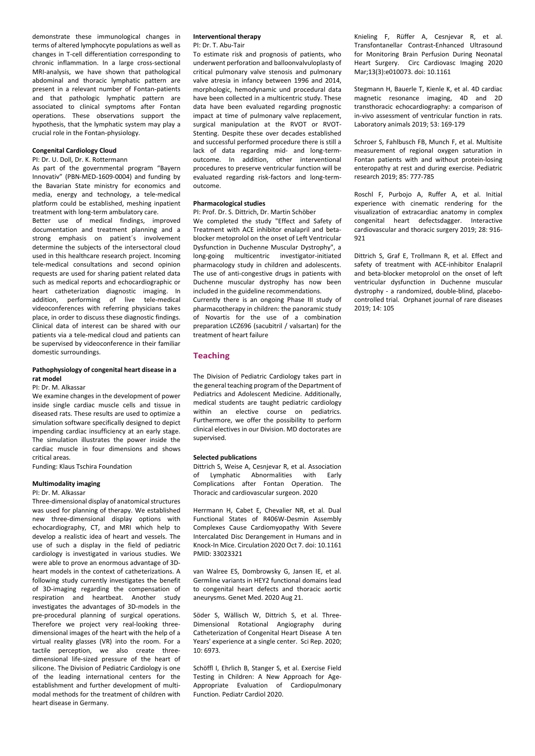demonstrate these immunological changes in terms of altered lymphocyte populations as well as changes in T-cell differentiation corresponding to chronic inflammation. In a large cross-sectional MRI-analysis, we have shown that pathological abdominal and thoracic lymphatic pattern are present in a relevant number of Fontan-patients and that pathologic lymphatic pattern are associated to clinical symptoms after Fontan operations. These observations support the hypothesis, that the lymphatic system may play a crucial role in the Fontan-physiology.

**Congenital Cardiology Cloud**

PI: Dr. U. Doll, Dr. K. Rottermann

As part of the governmental program "Bayern Innovativ" (PBN-MED-1609-0004) and funding by the Bavarian State ministry for economics and media, energy and technology, a tele-medical platform could be established, meshing inpatient treatment with long-term ambulatory care.

Better use of medical findings, improved documentation and treatment planning and a strong emphasis on patient´s involvement determine the subjects of the intersectoral cloud used in this healthcare research project. Incoming tele-medical consultations and second opinion requests are used for sharing patient related data such as medical reports and echocardiographic or heart catheterization diagnostic imaging. In addition, performing of live tele-medical videoconferences with referring physicians takes place, in order to discuss these diagnostic findings. Clinical data of interest can be shared with our patients via a tele-medical cloud and patients can be supervised by videoconference in their familiar domestic surroundings.

**Pathophysiology of congenital heart disease in a rat model**

PI: Dr. M. Alkassar

We examine changes in the development of power inside single cardiac muscle cells and tissue in diseased rats. These results are used to optimize a simulation software specifically designed to depict impending cardiac insufficiency at an early stage. The simulation illustrates the power inside the cardiac muscle in four dimensions and shows critical areas.

Funding: Klaus Tschira Foundation

**Multimodality imaging**

PI: Dr. M. Alkassar

Three-dimensional display of anatomical structures was used for planning of therapy. We established new three-dimensional display options with echocardiography, CT, and MRI which help to develop a realistic idea of heart and vessels. The use of such a display in the field of pediatric cardiology is investigated in various studies. We were able to prove an enormous advantage of 3D-heart models in the context of catheterizations. A following study currently investigates the benefit of 3D-imaging regarding the compensation of respiration and heartbeat. Another study investigates the advantages of 3D-models in the pre-procedural planning of surgical operations. Therefore we project very real-looking three-dimensional images of the heart with the help of a virtual reality glasses (VR) into the room. For a tactile perception, we also create three-dimensional life-sized pressure of the heart of silicone. The Division of Pediatric Cardiology is one of the leading international centers for the establishment and further development of multi-modal methods for the treatment of children with heart disease in Germany.

**Interventional therapy**

PI: Dr. T. Abu-Tair

To estimate risk and prognosis of patients, who underwent perforation and balloonvalvuloplasty of critical pulmonary valve stenosis and pulmonary valve atresia in infancy between 1996 and 2014, morphologic, hemodynamic und procedural data have been collected in a multicentric study. These data have been evaluated regarding prognostic impact at time of pulmonary valve replacement, surgical manipulation at the RVOT or RVOT-Stenting. Despite these over decades established and successful performed procedure there is still a lack of data regarding mid- and long-term-outcome. In addition, other interventional procedures to preserve ventricular function will be evaluated regarding risk-factors and long-term-outcome.

**Pharmacological studies**

PI: Prof. Dr. S. Dittrich, Dr. Martin Schöber

We completed the study "Effect and Safety of Treatment with ACE inhibitor enalapril and beta-blocker metoprolol on the onset of Left Ventricular Dysfunction in Duchenne Muscular Dystrophy", a long-going multicentric investigator-initiated pharmacology study in children and adolescents. The use of anti-congestive drugs in patients with Duchenne muscular dystrophy has now been included in the guideline recommendations.

Currently there is an ongoing Phase III study of pharmacotherapy in children: the panoramic study of Novartis for the use of a combination preparation LCZ696 (sacubitril / valsartan) for the treatment of heart failure

## Teaching

The Division of Pediatric Cardiology takes part in the general teaching program of the Department of Pediatrics and Adolescent Medicine. Additionally, medical students are taught pediatric cardiology within an elective course on pediatrics. Furthermore, we offer the possibility to perform clinical electives in our Division. MD doctorates are supervised.

**Selected publications**

Dittrich S, Weise A, Cesnjevar R, et al. Association of Lymphatic Abnormalities with Early Complications after Fontan Operation. The Thoracic and cardiovascular surgeon. 2020

Herrmann H, Cabet E, Chevalier NR, et al. Dual Functional States of R406W-Desmin Assembly Complexes Cause Cardiomyopathy With Severe Intercalated Disc Derangement in Humans and in Knock-In Mice. Circulation 2020 Oct 7. doi: 10.1161 PMID: 33023321

van Walree ES, Dombrowsky G, Jansen IE, et al. Germline variants in HEY2 functional domains lead to congenital heart defects and thoracic aortic aneurysms. Genet Med. 2020 Aug 21.

Söder S, Wällisch W, Dittrich S, et al. Three-Dimensional Rotational Angiography during Catheterization of Congenital Heart Disease A ten Years' experience at a single center. Sci Rep. 2020; 10: 6973.

Schöffl I, Ehrlich B, Stanger S, et al. Exercise Field Testing in Children: A New Approach for Age-Appropriate Evaluation of Cardiopulmonary Function. Pediatr Cardiol 2020.

Knieling F, Rüffer A, Cesnjevar R, et al. Transfontanellar Contrast-Enhanced Ultrasound for Monitoring Brain Perfusion During Neonatal Heart Surgery. Circ Cardiovasc Imaging 2020 Mar;13(3):e010073. doi: 10.1161

Stegmann H, Bauerle T, Kienle K, et al. 4D cardiac magnetic resonance imaging, 4D and 2D transthoracic echocardiography: a comparison of in-vivo assessment of ventricular function in rats. Laboratory animals 2019; 53: 169-179

Schroer S, Fahlbusch FB, Munch F, et al. Multisite measurement of regional oxygen saturation in Fontan patients with and without protein-losing enteropathy at rest and during exercise. Pediatric research 2019; 85: 777-785

Roschl F, Purbojo A, Ruffer A, et al. Initial experience with cinematic rendering for the visualization of extracardiac anatomy in complex congenital heart defectsdagger. Interactive cardiovascular and thoracic surgery 2019; 28: 916-921

Dittrich S, Graf E, Trollmann R, et al. Effect and safety of treatment with ACE-inhibitor Enalapril and beta-blocker metoprolol on the onset of left ventricular dysfunction in Duchenne muscular dystrophy - a randomized, double-blind, placebo-controlled trial. Orphanet journal of rare diseases 2019; 14: 105